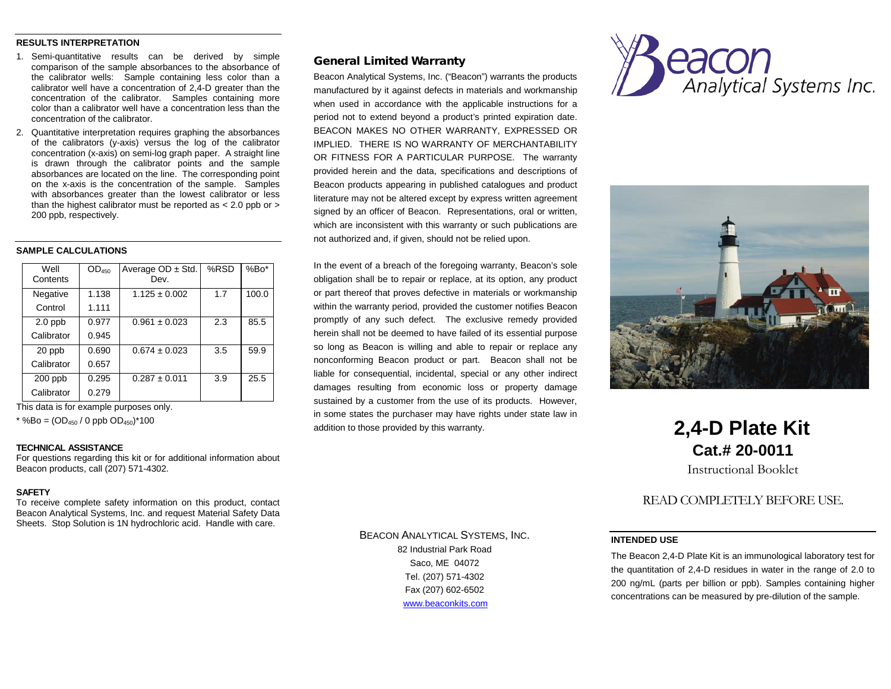## RESULTS INTERPRETATION

1. Semi-quantitative results can be derived by simple comparison of the sample absorbances to the absorbance of the calibrator wells: Sample containing less color than a calibrator well have a concentration of 2,4-D greater than the concentration of the calibrator. Samples containing more color than a calibrator well have a concentration less than the concentration of the calibrator.
2. Quantitative interpretation requires graphing the absorbances of the calibrators (y-axis) versus the log of the calibrator concentration (x-axis) on semi-log graph paper. A straight line is drawn through the calibrator points and the sample absorbances are located on the line. The corresponding point on the x-axis is the concentration of the sample. Samples with absorbances greater than the lowest calibrator or less than the highest calibrator must be reported as < 2.0 ppb or > 200 ppb, respectively.

## SAMPLE CALCULATIONS

| Well Contents | $OD_{450}$ | Average OD ± Std. Dev. | %RSD | %Bo* |
|---|---|---|---|---|
| Negative Control | 1.138<br>1.111 | 1.125 ± 0.002 | 1.7 | 100.0 |
| 2.0 ppb Calibrator | 0.977<br>0.945 | 0.961 ± 0.023 | 2.3 | 85.5 |
| 20 ppb Calibrator | 0.690<br>0.657 | 0.674 ± 0.023 | 3.5 | 59.9 |
| 200 ppb Calibrator | 0.295<br>0.279 | 0.287 ± 0.011 | 3.9 | 25.5 |

This data is for example purposes only.

* %Bo = ($OD_{450}$ / 0 ppb $OD_{450}$)*100

## TECHNICAL ASSISTANCE

For questions regarding this kit or for additional information about Beacon products, call (207) 571-4302.

## SAFETY

To receive complete safety information on this product, contact Beacon Analytical Systems, Inc. and request Material Safety Data Sheets. Stop Solution is 1N hydrochloric acid. Handle with care.

## General Limited Warranty

Beacon Analytical Systems, Inc. ("Beacon") warrants the products manufactured by it against defects in materials and workmanship when used in accordance with the applicable instructions for a period not to extend beyond a product's printed expiration date. BEACON MAKES NO OTHER WARRANTY, EXPRESSED OR IMPLIED. THERE IS NO WARRANTY OF MERCHANTABILITY OR FITNESS FOR A PARTICULAR PURPOSE. The warranty provided herein and the data, specifications and descriptions of Beacon products appearing in published catalogues and product literature may not be altered except by express written agreement signed by an officer of Beacon. Representations, oral or written, which are inconsistent with this warranty or such publications are not authorized and, if given, should not be relied upon.

In the event of a breach of the foregoing warranty, Beacon's sole obligation shall be to repair or replace, at its option, any product or part thereof that proves defective in materials or workmanship within the warranty period, provided the customer notifies Beacon promptly of any such defect. The exclusive remedy provided herein shall not be deemed to have failed of its essential purpose so long as Beacon is willing and able to repair or replace any nonconforming Beacon product or part. Beacon shall not be liable for consequential, incidental, special or any other indirect damages resulting from economic loss or property damage sustained by a customer from the use of its products. However, in some states the purchaser may have rights under state law in addition to those provided by this warranty.

BEACON ANALYTICAL SYSTEMS, INC.
82 Industrial Park Road
Saco, ME 04072
Tel. (207) 571-4302
Fax (207) 602-6502
www.beaconkits.com

Beacon Analytical Systems Inc.

# 2,4-D Plate Kit
## Cat.# 20-0011

Instructional Booklet

READ COMPLETELY BEFORE USE.

## INTENDED USE

The Beacon 2,4-D Plate Kit is an immunological laboratory test for the quantitation of 2,4-D residues in water in the range of 2.0 to 200 ng/mL (parts per billion or ppb). Samples containing higher concentrations can be measured by pre-dilution of the sample.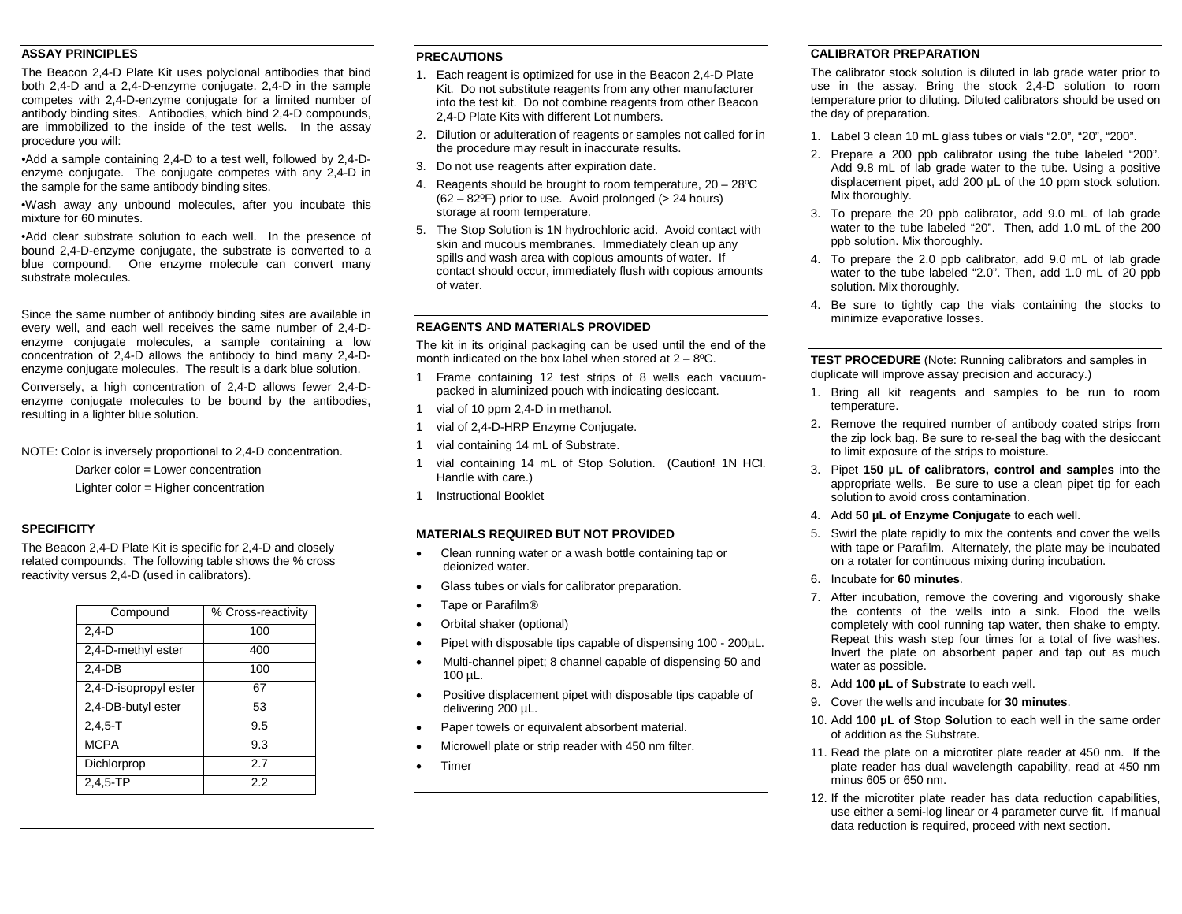## ASSAY PRINCIPLES

The Beacon 2,4-D Plate Kit uses polyclonal antibodies that bind both 2,4-D and a 2,4-D-enzyme conjugate. 2,4-D in the sample competes with 2,4-D-enzyme conjugate for a limited number of antibody binding sites. Antibodies, which bind 2,4-D compounds, are immobilized to the inside of the test wells. In the assay procedure you will:

•Add a sample containing 2,4-D to a test well, followed by 2,4-D-enzyme conjugate. The conjugate competes with any 2,4-D in the sample for the same antibody binding sites.

•Wash away any unbound molecules, after you incubate this mixture for 60 minutes.

•Add clear substrate solution to each well. In the presence of bound 2,4-D-enzyme conjugate, the substrate is converted to a blue compound. One enzyme molecule can convert many substrate molecules.

Since the same number of antibody binding sites are available in every well, and each well receives the same number of 2,4-D-enzyme conjugate molecules, a sample containing a low concentration of 2,4-D allows the antibody to bind many 2,4-D-enzyme conjugate molecules. The result is a dark blue solution.

Conversely, a high concentration of 2,4-D allows fewer 2,4-D-enzyme conjugate molecules to be bound by the antibodies, resulting in a lighter blue solution.

NOTE: Color is inversely proportional to 2,4-D concentration.

Darker color = Lower concentration

Lighter color = Higher concentration

## SPECIFICITY

The Beacon 2,4-D Plate Kit is specific for 2,4-D and closely related compounds. The following table shows the % cross reactivity versus 2,4-D (used in calibrators).

| Compound | % Cross-reactivity |
|---|---|
| 2,4-D | 100 |
| 2,4-D-methyl ester | 400 |
| 2,4-DB | 100 |
| 2,4-D-isopropyl ester | 67 |
| 2,4-DB-butyl ester | 53 |
| 2,4,5-T | 9.5 |
| MCPA | 9.3 |
| Dichlorprop | 2.7 |
| 2,4,5-TP | 2.2 |

## PRECAUTIONS

1. Each reagent is optimized for use in the Beacon 2,4-D Plate Kit. Do not substitute reagents from any other manufacturer into the test kit. Do not combine reagents from other Beacon 2,4-D Plate Kits with different Lot numbers.
2. Dilution or adulteration of reagents or samples not called for in the procedure may result in inaccurate results.
3. Do not use reagents after expiration date.
4. Reagents should be brought to room temperature, 20 – 28ºC (62 – 82ºF) prior to use. Avoid prolonged (> 24 hours) storage at room temperature.
5. The Stop Solution is 1N hydrochloric acid. Avoid contact with skin and mucous membranes. Immediately clean up any spills and wash area with copious amounts of water. If contact should occur, immediately flush with copious amounts of water.

## REAGENTS AND MATERIALS PROVIDED

The kit in its original packaging can be used until the end of the month indicated on the box label when stored at 2 – 8ºC.

- 1 Frame containing 12 test strips of 8 wells each vacuum-packed in aluminized pouch with indicating desiccant.
- 1 vial of 10 ppm 2,4-D in methanol.
- 1 vial of 2,4-D-HRP Enzyme Conjugate.
- 1 vial containing 14 mL of Substrate.
- 1 vial containing 14 mL of Stop Solution. (Caution! 1N HCl. Handle with care.)
- 1 Instructional Booklet

## MATERIALS REQUIRED BUT NOT PROVIDED

- Clean running water or a wash bottle containing tap or deionized water.
- Glass tubes or vials for calibrator preparation.
- Tape or Parafilm®
- Orbital shaker (optional)
- Pipet with disposable tips capable of dispensing 100 - 200µL.
- Multi-channel pipet; 8 channel capable of dispensing 50 and 100 µL.
- Positive displacement pipet with disposable tips capable of delivering 200 µL.
- Paper towels or equivalent absorbent material.
- Microwell plate or strip reader with 450 nm filter.
- Timer

## CALIBRATOR PREPARATION

The calibrator stock solution is diluted in lab grade water prior to use in the assay. Bring the stock 2,4-D solution to room temperature prior to diluting. Diluted calibrators should be used on the day of preparation.

1. Label 3 clean 10 mL glass tubes or vials "2.0", "20", "200".
2. Prepare a 200 ppb calibrator using the tube labeled "200". Add 9.8 mL of lab grade water to the tube. Using a positive displacement pipet, add 200 µL of the 10 ppm stock solution. Mix thoroughly.
3. To prepare the 20 ppb calibrator, add 9.0 mL of lab grade water to the tube labeled "20". Then, add 1.0 mL of the 200 ppb solution. Mix thoroughly.
4. To prepare the 2.0 ppb calibrator, add 9.0 mL of lab grade water to the tube labeled "2.0". Then, add 1.0 mL of 20 ppb solution. Mix thoroughly.
4. Be sure to tightly cap the vials containing the stocks to minimize evaporative losses.

## TEST PROCEDURE

(Note: Running calibrators and samples in duplicate will improve assay precision and accuracy.)

1. Bring all kit reagents and samples to be run to room temperature.
2. Remove the required number of antibody coated strips from the zip lock bag. Be sure to re-seal the bag with the desiccant to limit exposure of the strips to moisture.
3. Pipet **150 µL of calibrators, control and samples** into the appropriate wells. Be sure to use a clean pipet tip for each solution to avoid cross contamination.
4. Add **50 µL of Enzyme Conjugate** to each well.
5. Swirl the plate rapidly to mix the contents and cover the wells with tape or Parafilm. Alternately, the plate may be incubated on a rotater for continuous mixing during incubation.
6. Incubate for **60 minutes**.
7. After incubation, remove the covering and vigorously shake the contents of the wells into a sink. Flood the wells completely with cool running tap water, then shake to empty. Repeat this wash step four times for a total of five washes. Invert the plate on absorbent paper and tap out as much water as possible.
8. Add **100 µL of Substrate** to each well.
9. Cover the wells and incubate for **30 minutes**.
10. Add **100 µL of Stop Solution** to each well in the same order of addition as the Substrate.
11. Read the plate on a microtiter plate reader at 450 nm. If the plate reader has dual wavelength capability, read at 450 nm minus 605 or 650 nm.
12. If the microtiter plate reader has data reduction capabilities, use either a semi-log linear or 4 parameter curve fit. If manual data reduction is required, proceed with next section.